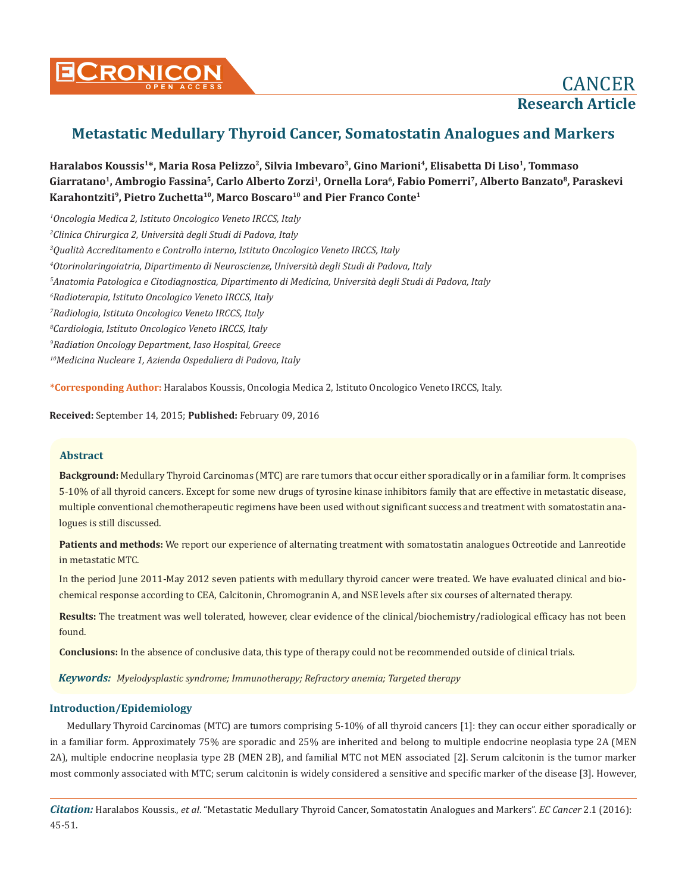CANCER

**Research Article**

# Metastatic Medullary Thyroid Cancer, Somatostatin Analogues and Markers

**Haralabos Koussis[1]*, Maria Rosa Pelizzo[2], Silvia Imbevaro[3], Gino Marioni[4], Elisabetta Di Liso[1], Tommaso Giarratano[1], Ambrogio Fassina[5], Carlo Alberto Zorzi[1], Ornella Lora[6], Fabio Pomerri[7], Alberto Banzato[8], Paraskevi Karahontziti[9], Pietro Zuchetta[10], Marco Boscaro[10] and Pier Franco Conte[1]**

[1]*Oncologia Medica 2, Istituto Oncologico Veneto IRCCS, Italy*

[2]*Clinica Chirurgica 2, Università degli Studi di Padova, Italy*

[3]*Qualità Accreditamento e Controllo interno, Istituto Oncologico Veneto IRCCS, Italy*

[4]*Otorinolaringoiatria, Dipartimento di Neuroscienze, Università degli Studi di Padova, Italy*

[5]*Anatomia Patologica e Citodiagnostica, Dipartimento di Medicina, Università degli Studi di Padova, Italy*

[6]*Radioterapia, Istituto Oncologico Veneto IRCCS, Italy*

[7]*Radiologia, Istituto Oncologico Veneto IRCCS, Italy*

[8]*Cardiologia, Istituto Oncologico Veneto IRCCS, Italy*

[9]*Radiation Oncology Department, Iaso Hospital, Greece*

[10]*Medicina Nucleare 1, Azienda Ospedaliera di Padova, Italy*

**\*Corresponding Author:** Haralabos Koussis, Oncologia Medica 2, Istituto Oncologico Veneto IRCCS, Italy.

**Received:** September 14, 2015; **Published:** February 09, 2016

## Abstract

**Background:** Medullary Thyroid Carcinomas (MTC) are rare tumors that occur either sporadically or in a familiar form. It comprises 5-10% of all thyroid cancers. Except for some new drugs of tyrosine kinase inhibitors family that are effective in metastatic disease, multiple conventional chemotherapeutic regimens have been used without significant success and treatment with somatostatin analogues is still discussed.

**Patients and methods:** We report our experience of alternating treatment with somatostatin analogues Octreotide and Lanreotide in metastatic MTC.

In the period June 2011-May 2012 seven patients with medullary thyroid cancer were treated. We have evaluated clinical and biochemical response according to CEA, Calcitonin, Chromogranin A, and NSE levels after six courses of alternated therapy.

**Results:** The treatment was well tolerated, however, clear evidence of the clinical/biochemistry/radiological efficacy has not been found.

**Conclusions:** In the absence of conclusive data, this type of therapy could not be recommended outside of clinical trials.

***Keywords:*** *Myelodysplastic syndrome; Immunotherapy; Refractory anemia; Targeted therapy*

## Introduction/Epidemiology

Medullary Thyroid Carcinomas (MTC) are tumors comprising 5-10% of all thyroid cancers [1]: they can occur either sporadically or in a familiar form. Approximately 75% are sporadic and 25% are inherited and belong to multiple endocrine neoplasia type 2A (MEN 2A), multiple endocrine neoplasia type 2B (MEN 2B), and familial MTC not MEN associated [2]. Serum calcitonin is the tumor marker most commonly associated with MTC; serum calcitonin is widely considered a sensitive and specific marker of the disease [3]. However,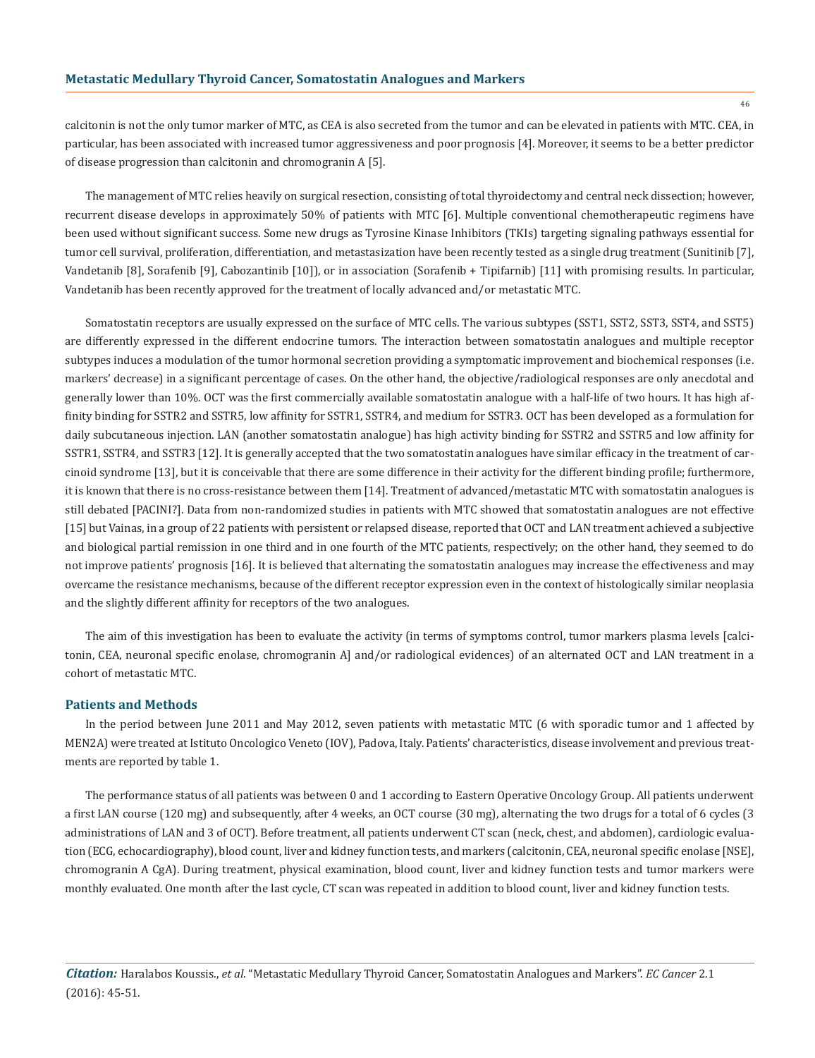calcitonin is not the only tumor marker of MTC, as CEA is also secreted from the tumor and can be elevated in patients with MTC. CEA, in particular, has been associated with increased tumor aggressiveness and poor prognosis [4]. Moreover, it seems to be a better predictor of disease progression than calcitonin and chromogranin A [5].

The management of MTC relies heavily on surgical resection, consisting of total thyroidectomy and central neck dissection; however, recurrent disease develops in approximately 50% of patients with MTC [6]. Multiple conventional chemotherapeutic regimens have been used without significant success. Some new drugs as Tyrosine Kinase Inhibitors (TKIs) targeting signaling pathways essential for tumor cell survival, proliferation, differentiation, and metastasization have been recently tested as a single drug treatment (Sunitinib [7], Vandetanib [8], Sorafenib [9], Cabozantinib [10]), or in association (Sorafenib + Tipifarnib) [11] with promising results. In particular, Vandetanib has been recently approved for the treatment of locally advanced and/or metastatic MTC.

Somatostatin receptors are usually expressed on the surface of MTC cells. The various subtypes (SST1, SST2, SST3, SST4, and SST5) are differently expressed in the different endocrine tumors. The interaction between somatostatin analogues and multiple receptor subtypes induces a modulation of the tumor hormonal secretion providing a symptomatic improvement and biochemical responses (i.e. markers' decrease) in a significant percentage of cases. On the other hand, the objective/radiological responses are only anecdotal and generally lower than 10%. OCT was the first commercially available somatostatin analogue with a half-life of two hours. It has high affinity binding for SSTR2 and SSTR5, low affinity for SSTR1, SSTR4, and medium for SSTR3. OCT has been developed as a formulation for daily subcutaneous injection. LAN (another somatostatin analogue) has high activity binding for SSTR2 and SSTR5 and low affinity for SSTR1, SSTR4, and SSTR3 [12]. It is generally accepted that the two somatostatin analogues have similar efficacy in the treatment of carcinoid syndrome [13], but it is conceivable that there are some difference in their activity for the different binding profile; furthermore, it is known that there is no cross-resistance between them [14]. Treatment of advanced/metastatic MTC with somatostatin analogues is still debated [PACINI?]. Data from non-randomized studies in patients with MTC showed that somatostatin analogues are not effective [15] but Vainas, in a group of 22 patients with persistent or relapsed disease, reported that OCT and LAN treatment achieved a subjective and biological partial remission in one third and in one fourth of the MTC patients, respectively; on the other hand, they seemed to do not improve patients' prognosis [16]. It is believed that alternating the somatostatin analogues may increase the effectiveness and may overcame the resistance mechanisms, because of the different receptor expression even in the context of histologically similar neoplasia and the slightly different affinity for receptors of the two analogues.

The aim of this investigation has been to evaluate the activity (in terms of symptoms control, tumor markers plasma levels [calcitonin, CEA, neuronal specific enolase, chromogranin A] and/or radiological evidences) of an alternated OCT and LAN treatment in a cohort of metastatic MTC.

## Patients and Methods

In the period between June 2011 and May 2012, seven patients with metastatic MTC (6 with sporadic tumor and 1 affected by MEN2A) were treated at Istituto Oncologico Veneto (IOV), Padova, Italy. Patients' characteristics, disease involvement and previous treatments are reported by table 1.

The performance status of all patients was between 0 and 1 according to Eastern Operative Oncology Group. All patients underwent a first LAN course (120 mg) and subsequently, after 4 weeks, an OCT course (30 mg), alternating the two drugs for a total of 6 cycles (3 administrations of LAN and 3 of OCT). Before treatment, all patients underwent CT scan (neck, chest, and abdomen), cardiologic evaluation (ECG, echocardiography), blood count, liver and kidney function tests, and markers (calcitonin, CEA, neuronal specific enolase [NSE], chromogranin A CgA). During treatment, physical examination, blood count, liver and kidney function tests and tumor markers were monthly evaluated. One month after the last cycle, CT scan was repeated in addition to blood count, liver and kidney function tests.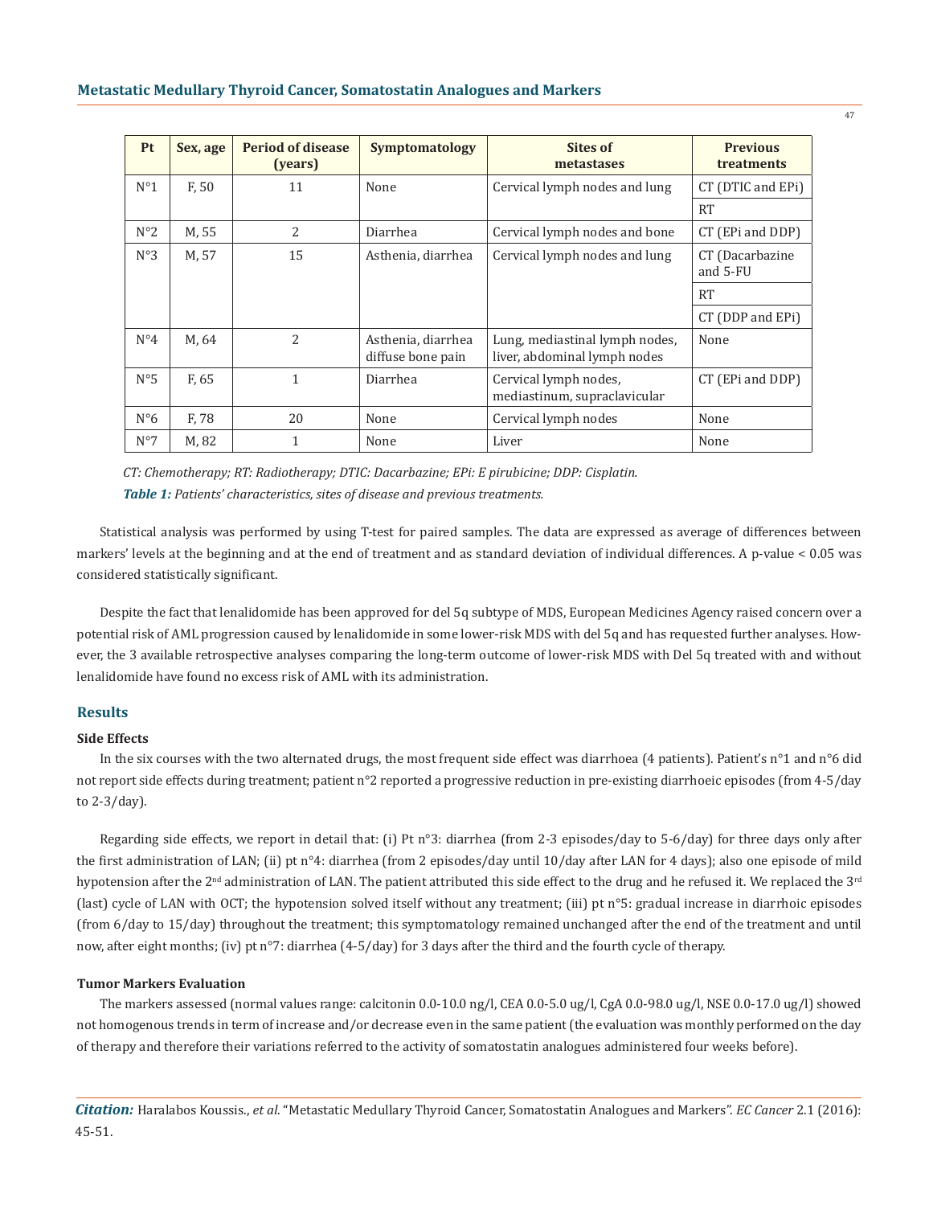| Pt | Sex, age | Period of disease (years) | Symptomatology | Sites of metastases | Previous treatments |
|---|---|---|---|---|---|
| N°1 | F, 50 | 11 | None | Cervical lymph nodes and lung | CT (DTIC and EPi) |
| | | | | | RT |
| N°2 | M, 55 | 2 | Diarrhea | Cervical lymph nodes and bone | CT (EPi and DDP) |
| N°3 | M, 57 | 15 | Asthenia, diarrhea | Cervical lymph nodes and lung | CT (Dacarbazine and 5-FU |
| | | | | | RT |
| | | | | | CT (DDP and EPi) |
| N°4 | M, 64 | 2 | Asthenia, diarrhea diffuse bone pain | Lung, mediastinal lymph nodes, liver, abdominal lymph nodes | None |
| N°5 | F, 65 | 1 | Diarrhea | Cervical lymph nodes, mediastinum, supraclavicular | CT (EPi and DDP) |
| N°6 | F, 78 | 20 | None | Cervical lymph nodes | None |
| N°7 | M, 82 | 1 | None | Liver | None |

*CT: Chemotherapy; RT: Radiotherapy; DTIC: Dacarbazine; EPi: E pirubicine; DDP: Cisplatin.*

***Table 1:*** *Patients' characteristics, sites of disease and previous treatments.*

Statistical analysis was performed by using T-test for paired samples. The data are expressed as average of differences between markers' levels at the beginning and at the end of treatment and as standard deviation of individual differences. A p-value < 0.05 was considered statistically significant.

Despite the fact that lenalidomide has been approved for del 5q subtype of MDS, European Medicines Agency raised concern over a potential risk of AML progression caused by lenalidomide in some lower-risk MDS with del 5q and has requested further analyses. However, the 3 available retrospective analyses comparing the long-term outcome of lower-risk MDS with Del 5q treated with and without lenalidomide have found no excess risk of AML with its administration.

## Results

### Side Effects

In the six courses with the two alternated drugs, the most frequent side effect was diarrhoea (4 patients). Patient's n°1 and n°6 did not report side effects during treatment; patient n°2 reported a progressive reduction in pre-existing diarrhoeic episodes (from 4-5/day to 2-3/day).

Regarding side effects, we report in detail that: (i) Pt n°3: diarrhea (from 2-3 episodes/day to 5-6/day) for three days only after the first administration of LAN; (ii) pt n°4: diarrhea (from 2 episodes/day until 10/day after LAN for 4 days); also one episode of mild hypotension after the 2nd administration of LAN. The patient attributed this side effect to the drug and he refused it. We replaced the 3rd (last) cycle of LAN with OCT; the hypotension solved itself without any treatment; (iii) pt n°5: gradual increase in diarrhoic episodes (from 6/day to 15/day) throughout the treatment; this symptomatology remained unchanged after the end of the treatment and until now, after eight months; (iv) pt n°7: diarrhea (4-5/day) for 3 days after the third and the fourth cycle of therapy.

### Tumor Markers Evaluation

The markers assessed (normal values range: calcitonin 0.0-10.0 ng/l, CEA 0.0-5.0 ug/l, CgA 0.0-98.0 ug/l, NSE 0.0-17.0 ug/l) showed not homogenous trends in term of increase and/or decrease even in the same patient (the evaluation was monthly performed on the day of therapy and therefore their variations referred to the activity of somatostatin analogues administered four weeks before).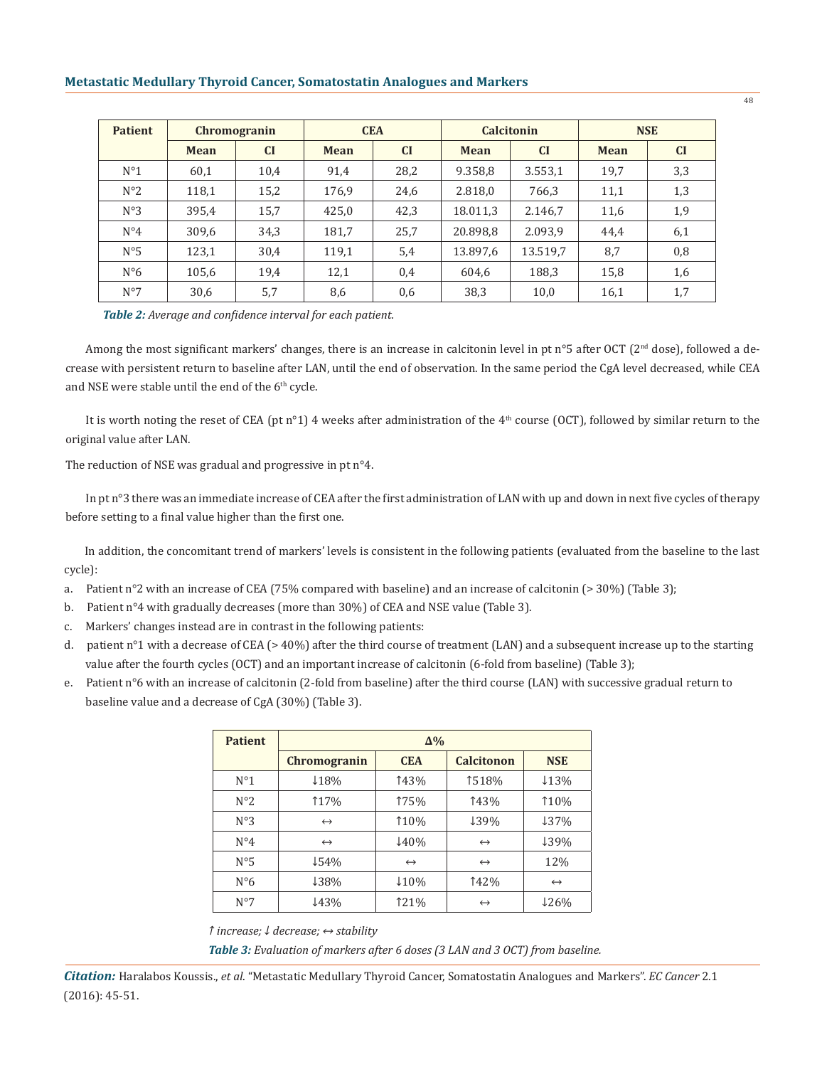| Patient | Chromogranin | | CEA | | Calcitonin | | NSE | |
|---|---|---|---|---|---|---|---|---|
| | Mean | CI | Mean | CI | Mean | CI | Mean | CI |
| N°1 | 60,1 | 10,4 | 91,4 | 28,2 | 9.358,8 | 3.553,1 | 19,7 | 3,3 |
| N°2 | 118,1 | 15,2 | 176,9 | 24,6 | 2.818,0 | 766,3 | 11,1 | 1,3 |
| N°3 | 395,4 | 15,7 | 425,0 | 42,3 | 18.011,3 | 2.146,7 | 11,6 | 1,9 |
| N°4 | 309,6 | 34,3 | 181,7 | 25,7 | 20.898,8 | 2.093,9 | 44,4 | 6,1 |
| N°5 | 123,1 | 30,4 | 119,1 | 5,4 | 13.897,6 | 13.519,7 | 8,7 | 0,8 |
| N°6 | 105,6 | 19,4 | 12,1 | 0,4 | 604,6 | 188,3 | 15,8 | 1,6 |
| N°7 | 30,6 | 5,7 | 8,6 | 0,6 | 38,3 | 10,0 | 16,1 | 1,7 |

***Table 2:*** *Average and confidence interval for each patient.*

Among the most significant markers' changes, there is an increase in calcitonin level in pt n°5 after OCT (2nd dose), followed a decrease with persistent return to baseline after LAN, until the end of observation. In the same period the CgA level decreased, while CEA and NSE were stable until the end of the 6th cycle.

It is worth noting the reset of CEA (pt n°1) 4 weeks after administration of the 4th course (OCT), followed by similar return to the original value after LAN.

The reduction of NSE was gradual and progressive in pt n°4.

In pt n°3 there was an immediate increase of CEA after the first administration of LAN with up and down in next five cycles of therapy before setting to a final value higher than the first one.

In addition, the concomitant trend of markers' levels is consistent in the following patients (evaluated from the baseline to the last cycle):

a. Patient n°2 with an increase of CEA (75% compared with baseline) and an increase of calcitonin (> 30%) (Table 3);
b. Patient n°4 with gradually decreases (more than 30%) of CEA and NSE value (Table 3).
c. Markers' changes instead are in contrast in the following patients:
d. patient n°1 with a decrease of CEA (> 40%) after the third course of treatment (LAN) and a subsequent increase up to the starting value after the fourth cycles (OCT) and an important increase of calcitonin (6-fold from baseline) (Table 3);
e. Patient n°6 with an increase of calcitonin (2-fold from baseline) after the third course (LAN) with successive gradual return to baseline value and a decrease of CgA (30%) (Table 3).

| Patient | Δ% | | | |
|---|---|---|---|---|
| | Chromogranin | CEA | Calcitonon | NSE |
| N°1 | ↓18% | ↑43% | ↑518% | ↓13% |
| N°2 | ↑17% | ↑75% | ↑43% | ↑10% |
| N°3 | ↔ | ↑10% | ↓39% | ↓37% |
| N°4 | ↔ | ↓40% | ↔ | ↓39% |
| N°5 | ↓54% | ↔ | ↔ | 12% |
| N°6 | ↓38% | ↓10% | ↑42% | ↔ |
| N°7 | ↓43% | ↑21% | ↔ | ↓26% |

*↑ increase; ↓ decrease; ↔ stability*

***Table 3:*** *Evaluation of markers after 6 doses (3 LAN and 3 OCT) from baseline.*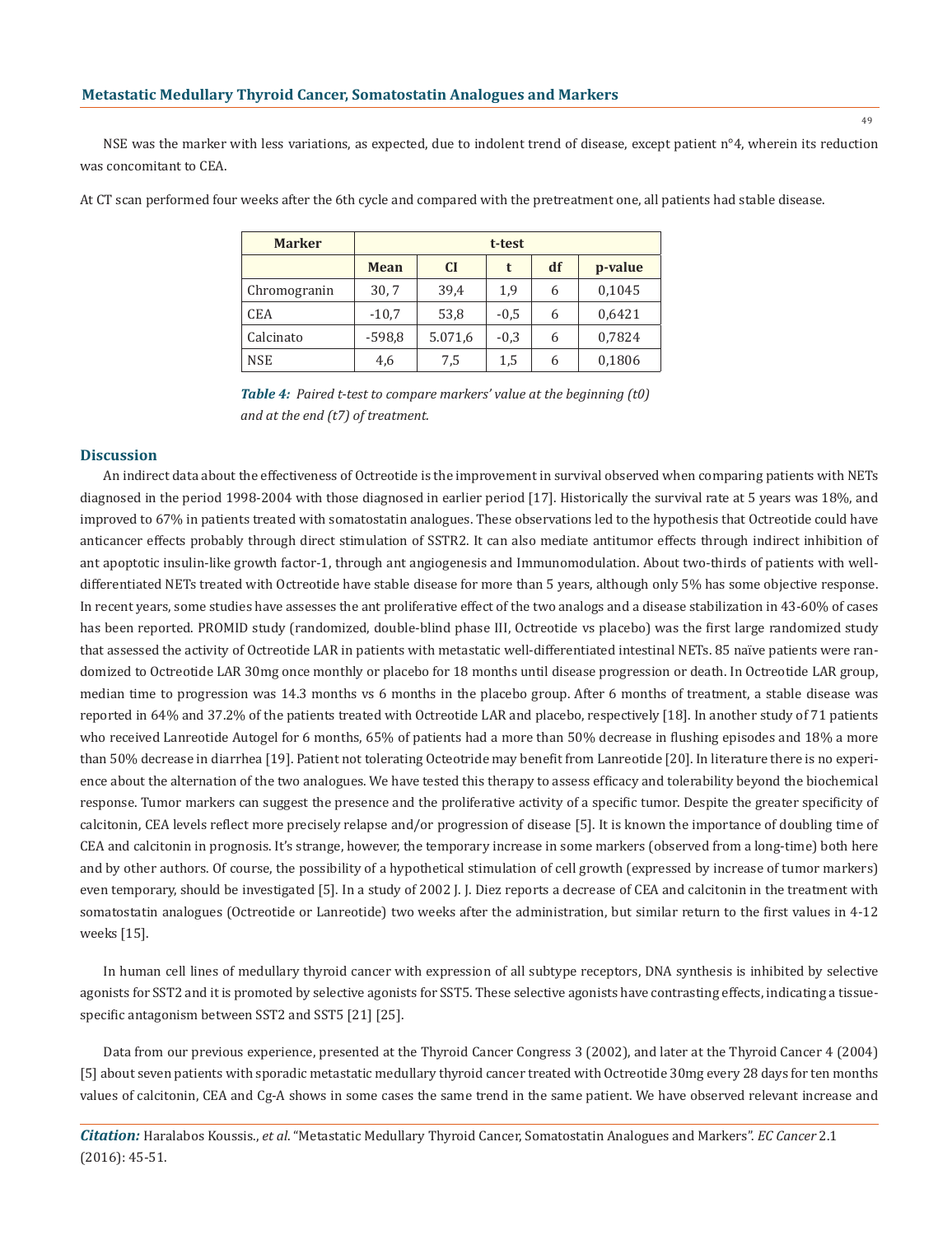NSE was the marker with less variations, as expected, due to indolent trend of disease, except patient n°4, wherein its reduction was concomitant to CEA.

At CT scan performed four weeks after the 6th cycle and compared with the pretreatment one, all patients had stable disease.

| Marker | t-test | | | | |
|---|---|---|---|---|---|
| | Mean | CI | t | df | p-value |
| Chromogranin | 30, 7 | 39,4 | 1,9 | 6 | 0,1045 |
| CEA | -10,7 | 53,8 | -0,5 | 6 | 0,6421 |
| Calcinato | -598,8 | 5.071,6 | -0,3 | 6 | 0,7824 |
| NSE | 4,6 | 7,5 | 1,5 | 6 | 0,1806 |

***Table 4:*** *Paired t-test to compare markers' value at the beginning (t0) and at the end (t7) of treatment.*

## Discussion

An indirect data about the effectiveness of Octreotide is the improvement in survival observed when comparing patients with NETs diagnosed in the period 1998-2004 with those diagnosed in earlier period [17]. Historically the survival rate at 5 years was 18%, and improved to 67% in patients treated with somatostatin analogues. These observations led to the hypothesis that Octreotide could have anticancer effects probably through direct stimulation of SSTR2. It can also mediate antitumor effects through indirect inhibition of ant apoptotic insulin-like growth factor-1, through ant angiogenesis and Immunomodulation. About two-thirds of patients with well-differentiated NETs treated with Octreotide have stable disease for more than 5 years, although only 5% has some objective response. In recent years, some studies have assesses the ant proliferative effect of the two analogs and a disease stabilization in 43-60% of cases has been reported. PROMID study (randomized, double-blind phase III, Octreotide vs placebo) was the first large randomized study that assessed the activity of Octreotide LAR in patients with metastatic well-differentiated intestinal NETs. 85 naïve patients were randomized to Octreotide LAR 30mg once monthly or placebo for 18 months until disease progression or death. In Octreotide LAR group, median time to progression was 14.3 months vs 6 months in the placebo group. After 6 months of treatment, a stable disease was reported in 64% and 37.2% of the patients treated with Octreotide LAR and placebo, respectively [18]. In another study of 71 patients who received Lanreotide Autogel for 6 months, 65% of patients had a more than 50% decrease in flushing episodes and 18% a more than 50% decrease in diarrhea [19]. Patient not tolerating Octeotride may benefit from Lanreotide [20]. In literature there is no experience about the alternation of the two analogues. We have tested this therapy to assess efficacy and tolerability beyond the biochemical response. Tumor markers can suggest the presence and the proliferative activity of a specific tumor. Despite the greater specificity of calcitonin, CEA levels reflect more precisely relapse and/or progression of disease [5]. It is known the importance of doubling time of CEA and calcitonin in prognosis. It's strange, however, the temporary increase in some markers (observed from a long-time) both here and by other authors. Of course, the possibility of a hypothetical stimulation of cell growth (expressed by increase of tumor markers) even temporary, should be investigated [5]. In a study of 2002 J. J. Diez reports a decrease of CEA and calcitonin in the treatment with somatostatin analogues (Octreotide or Lanreotide) two weeks after the administration, but similar return to the first values in 4-12 weeks [15].

In human cell lines of medullary thyroid cancer with expression of all subtype receptors, DNA synthesis is inhibited by selective agonists for SST2 and it is promoted by selective agonists for SST5. These selective agonists have contrasting effects, indicating a tissue-specific antagonism between SST2 and SST5 [21] [25].

Data from our previous experience, presented at the Thyroid Cancer Congress 3 (2002), and later at the Thyroid Cancer 4 (2004) [5] about seven patients with sporadic metastatic medullary thyroid cancer treated with Octreotide 30mg every 28 days for ten months values of calcitonin, CEA and Cg-A shows in some cases the same trend in the same patient. We have observed relevant increase and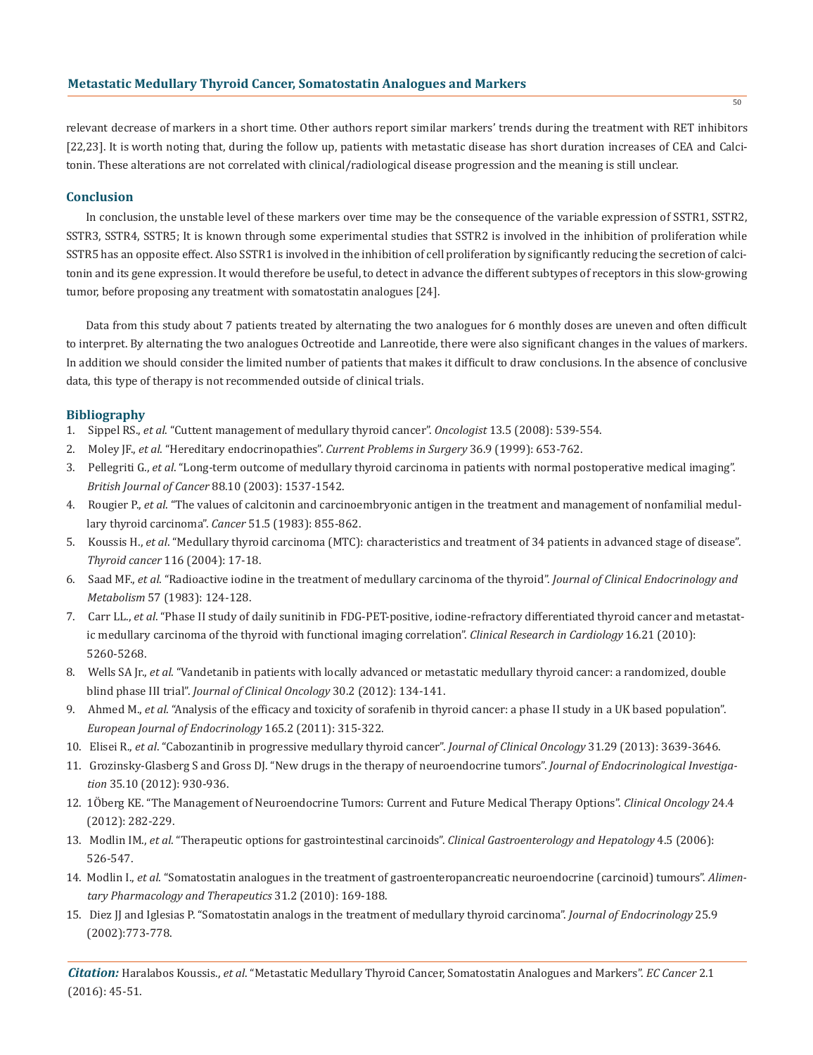relevant decrease of markers in a short time. Other authors report similar markers' trends during the treatment with RET inhibitors [22,23]. It is worth noting that, during the follow up, patients with metastatic disease has short duration increases of CEA and Calcitonin. These alterations are not correlated with clinical/radiological disease progression and the meaning is still unclear.

## Conclusion

In conclusion, the unstable level of these markers over time may be the consequence of the variable expression of SSTR1, SSTR2, SSTR3, SSTR4, SSTR5; It is known through some experimental studies that SSTR2 is involved in the inhibition of proliferation while SSTR5 has an opposite effect. Also SSTR1 is involved in the inhibition of cell proliferation by significantly reducing the secretion of calcitonin and its gene expression. It would therefore be useful, to detect in advance the different subtypes of receptors in this slow-growing tumor, before proposing any treatment with somatostatin analogues [24].

Data from this study about 7 patients treated by alternating the two analogues for 6 monthly doses are uneven and often difficult to interpret. By alternating the two analogues Octreotide and Lanreotide, there were also significant changes in the values of markers. In addition we should consider the limited number of patients that makes it difficult to draw conclusions. In the absence of conclusive data, this type of therapy is not recommended outside of clinical trials.

## Bibliography

1. Sippel RS., *et al*. "Cuttent management of medullary thyroid cancer". *Oncologist* 13.5 (2008): 539-554.
2. Moley JF., *et al*. "Hereditary endocrinopathies". *Current Problems in Surgery* 36.9 (1999): 653-762.
3. Pellegriti G., *et al*. "Long-term outcome of medullary thyroid carcinoma in patients with normal postoperative medical imaging". *British Journal of Cancer* 88.10 (2003): 1537-1542.
4. Rougier P., *et al*. "The values of calcitonin and carcinoembryonic antigen in the treatment and management of nonfamilial medullary thyroid carcinoma". *Cancer* 51.5 (1983): 855-862.
5. Koussis H., *et al*. "Medullary thyroid carcinoma (MTC): characteristics and treatment of 34 patients in advanced stage of disease". *Thyroid cancer* 116 (2004): 17-18.
6. Saad MF., *et al*. "Radioactive iodine in the treatment of medullary carcinoma of the thyroid". *Journal of Clinical Endocrinology and Metabolism* 57 (1983): 124-128.
7. Carr LL., *et al*. "Phase II study of daily sunitinib in FDG-PET-positive, iodine-refractory differentiated thyroid cancer and metastatic medullary carcinoma of the thyroid with functional imaging correlation". *Clinical Research in Cardiology* 16.21 (2010): 5260-5268.
8. Wells SA Jr., *et al*. "Vandetanib in patients with locally advanced or metastatic medullary thyroid cancer: a randomized, double blind phase III trial". *Journal of Clinical Oncology* 30.2 (2012): 134-141.
9. Ahmed M., *et al*. "Analysis of the efficacy and toxicity of sorafenib in thyroid cancer: a phase II study in a UK based population". *European Journal of Endocrinology* 165.2 (2011): 315-322.
10. Elisei R., *et al*. "Cabozantinib in progressive medullary thyroid cancer". *Journal of Clinical Oncology* 31.29 (2013): 3639-3646.
11. Grozinsky-Glasberg S and Gross DJ. "New drugs in the therapy of neuroendocrine tumors". *Journal of Endocrinological Investigation* 35.10 (2012): 930-936.
12. 1Öberg KE. "The Management of Neuroendocrine Tumors: Current and Future Medical Therapy Options". *Clinical Oncology* 24.4 (2012): 282-229.
13. Modlin IM., *et al*. "Therapeutic options for gastrointestinal carcinoids". *Clinical Gastroenterology and Hepatology* 4.5 (2006): 526-547.
14. Modlin I., *et al*. "Somatostatin analogues in the treatment of gastroenteropancreatic neuroendocrine (carcinoid) tumours". *Alimentary Pharmacology and Therapeutics* 31.2 (2010): 169-188.
15. Diez JJ and Iglesias P. "Somatostatin analogs in the treatment of medullary thyroid carcinoma". *Journal of Endocrinology* 25.9 (2002):773-778.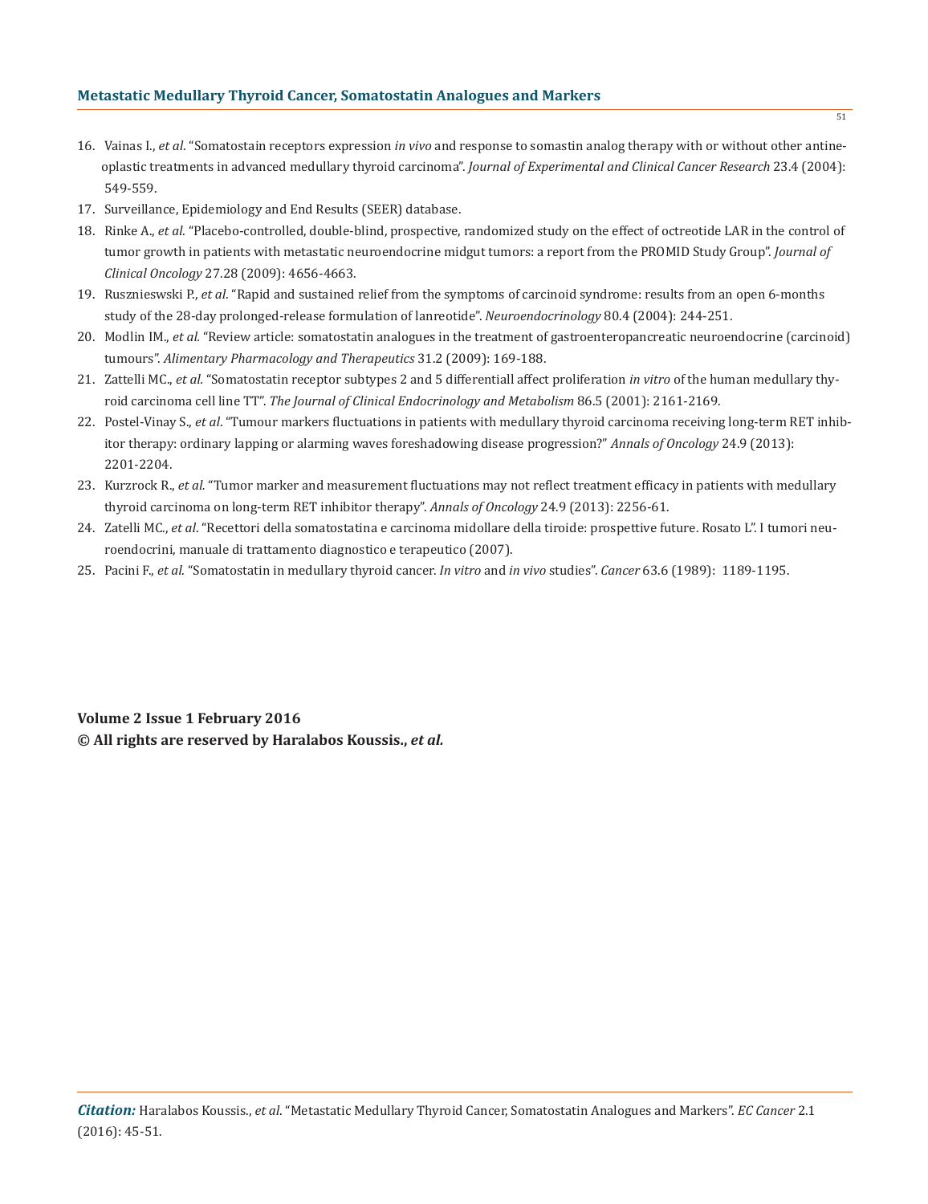16. Vainas I., *et al*. "Somatostain receptors expression *in vivo* and response to somastin analog therapy with or without other antineoplastic treatments in advanced medullary thyroid carcinoma". *Journal of Experimental and Clinical Cancer Research* 23.4 (2004): 549-559.
17. Surveillance, Epidemiology and End Results (SEER) database.
18. Rinke A., *et al*. "Placebo-controlled, double-blind, prospective, randomized study on the effect of octreotide LAR in the control of tumor growth in patients with metastatic neuroendocrine midgut tumors: a report from the PROMID Study Group". *Journal of Clinical Oncology* 27.28 (2009): 4656-4663.
19. Rusznieswki P., *et al*. "Rapid and sustained relief from the symptoms of carcinoid syndrome: results from an open 6-months study of the 28-day prolonged-release formulation of lanreotide". *Neuroendocrinology* 80.4 (2004): 244-251.
20. Modlin IM., *et al*. "Review article: somatostatin analogues in the treatment of gastroenteropancreatic neuroendocrine (carcinoid) tumours". *Alimentary Pharmacology and Therapeutics* 31.2 (2009): 169-188.
21. Zattelli MC., *et al*. "Somatostatin receptor subtypes 2 and 5 differentiall affect proliferation *in vitro* of the human medullary thyroid carcinoma cell line TT". *The Journal of Clinical Endocrinology and Metabolism* 86.5 (2001): 2161-2169.
22. Postel-Vinay S., *et al*. "Tumour markers fluctuations in patients with medullary thyroid carcinoma receiving long-term RET inhibitor therapy: ordinary lapping or alarming waves foreshadowing disease progression?" *Annals of Oncology* 24.9 (2013): 2201-2204.
23. Kurzrock R., *et al*. "Tumor marker and measurement fluctuations may not reflect treatment efficacy in patients with medullary thyroid carcinoma on long-term RET inhibitor therapy". *Annals of Oncology* 24.9 (2013): 2256-61.
24. Zatelli MC., *et al*. "Recettori della somatostatina e carcinoma midollare della tiroide: prospettive future. Rosato L". I tumori neuroendocrini, manuale di trattamento diagnostico e terapeutico (2007).
25. Pacini F., *et al*. "Somatostatin in medullary thyroid cancer. *In vitro* and *in vivo* studies". *Cancer* 63.6 (1989): 1189-1195.

**Volume 2 Issue 1 February 2016**
**© All rights are reserved by Haralabos Koussis., *et al.***